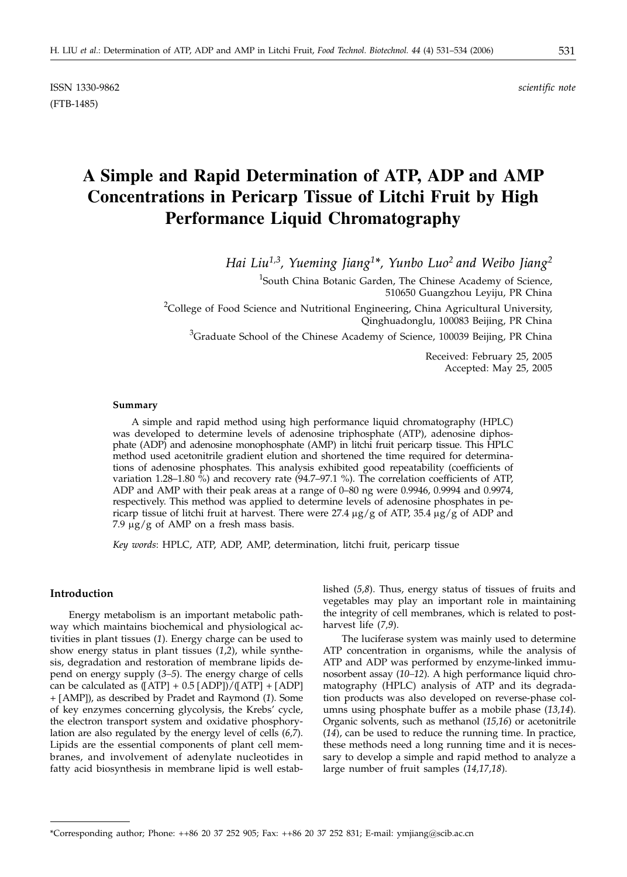ISSN 1330-9862 *scientific note*
(FTB-1485)

# A Simple and Rapid Determination of ATP, ADP and AMP Concentrations in Pericarp Tissue of Litchi Fruit by High Performance Liquid Chromatography

*Hai Liu[1,3], Yueming Jiang[1]\*, Yunbo Luo[2] and Weibo Jiang[2]*

[1]South China Botanic Garden, The Chinese Academy of Science, 510650 Guangzhou Leyiju, PR China

[2]College of Food Science and Nutritional Engineering, China Agricultural University, Qinghuadonglu, 100083 Beijing, PR China

[3]Graduate School of the Chinese Academy of Science, 100039 Beijing, PR China

Received: February 25, 2005
Accepted: May 25, 2005

#### Summary

A simple and rapid method using high performance liquid chromatography (HPLC) was developed to determine levels of adenosine triphosphate (ATP), adenosine diphosphate (ADP) and adenosine monophosphate (AMP) in litchi fruit pericarp tissue. This HPLC method used acetonitrile gradient elution and shortened the time required for determinations of adenosine phosphates. This analysis exhibited good repeatability (coefficients of variation 1.28–1.80 %) and recovery rate (94.7–97.1 %). The correlation coefficients of ATP, ADP and AMP with their peak areas at a range of 0–80 ng were 0.9946, 0.9994 and 0.9974, respectively. This method was applied to determine levels of adenosine phosphates in pericarp tissue of litchi fruit at harvest. There were 27.4 μg/g of ATP, 35.4 μg/g of ADP and 7.9 μg/g of AMP on a fresh mass basis.

*Key words*: HPLC, ATP, ADP, AMP, determination, litchi fruit, pericarp tissue

#### Introduction

Energy metabolism is an important metabolic pathway which maintains biochemical and physiological activities in plant tissues (*1*). Energy charge can be used to show energy status in plant tissues (*1,2*), while synthesis, degradation and restoration of membrane lipids depend on energy supply (*3–5*). The energy charge of cells can be calculated as ([ATP] + 0.5 [ADP])/([ATP] + [ADP] + [AMP]), as described by Pradet and Raymond (*1*). Some of key enzymes concerning glycolysis, the Krebs' cycle, the electron transport system and oxidative phosphorylation are also regulated by the energy level of cells (*6,7*). Lipids are the essential components of plant cell membranes, and involvement of adenylate nucleotides in fatty acid biosynthesis in membrane lipid is well established (*5,8*). Thus, energy status of tissues of fruits and vegetables may play an important role in maintaining the integrity of cell membranes, which is related to postharvest life (*7,9*).

The luciferase system was mainly used to determine ATP concentration in organisms, while the analysis of ATP and ADP was performed by enzyme-linked immunosorbent assay (*10–12*). A high performance liquid chromatography (HPLC) analysis of ATP and its degradation products was also developed on reverse-phase columns using phosphate buffer as a mobile phase (*13,14*). Organic solvents, such as methanol (*15,16*) or acetonitrile (*14*), can be used to reduce the running time. In practice, these methods need a long running time and it is necessary to develop a simple and rapid method to analyze a large number of fruit samples (*14,17,18*).

---

\*Corresponding author; Phone: ++86 20 37 252 905; Fax: ++86 20 37 252 831; E-mail: ymjiang@scib.ac.cn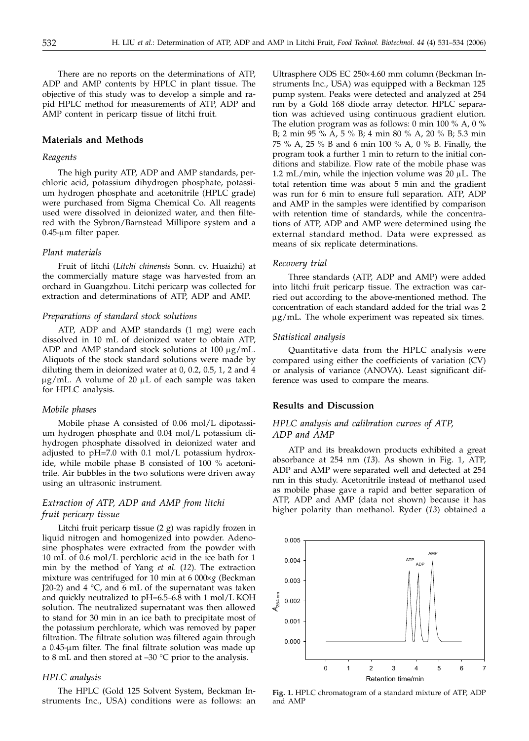There are no reports on the determinations of ATP, ADP and AMP contents by HPLC in plant tissue. The objective of this study was to develop a simple and rapid HPLC method for measurements of ATP, ADP and AMP content in pericarp tissue of litchi fruit.

## Materials and Methods

### *Reagents*

The high purity ATP, ADP and AMP standards, perchloric acid, potassium dihydrogen phosphate, potassium hydrogen phosphate and acetonitrile (HPLC grade) were purchased from Sigma Chemical Co. All reagents used were dissolved in deionized water, and then filtered with the Sybron/Barnstead Millipore system and a 0.45-μm filter paper.

### *Plant materials*

Fruit of litchi (*Litchi chinensis* Sonn. cv. Huaizhi) at the commercially mature stage was harvested from an orchard in Guangzhou. Litchi pericarp was collected for extraction and determinations of ATP, ADP and AMP.

### *Preparations of standard stock solutions*

ATP, ADP and AMP standards (1 mg) were each dissolved in 10 mL of deionized water to obtain ATP, ADP and AMP standard stock solutions at 100 μg/mL. Aliquots of the stock standard solutions were made by diluting them in deionized water at 0, 0.2, 0.5, 1, 2 and 4 μg/mL. A volume of 20 μL of each sample was taken for HPLC analysis.

### *Mobile phases*

Mobile phase A consisted of 0.06 mol/L dipotassium hydrogen phosphate and 0.04 mol/L potassium dihydrogen phosphate dissolved in deionized water and adjusted to pH=7.0 with 0.1 mol/L potassium hydroxide, while mobile phase B consisted of 100 % acetonitrile. Air bubbles in the two solutions were driven away using an ultrasonic instrument.

### *Extraction of ATP, ADP and AMP from litchi fruit pericarp tissue*

Litchi fruit pericarp tissue (2 g) was rapidly frozen in liquid nitrogen and homogenized into powder. Adenosine phosphates were extracted from the powder with 10 mL of 0.6 mol/L perchloric acid in the ice bath for 1 min by the method of Yang *et al.* (*12*). The extraction mixture was centrifuged for 10 min at 6 000×*g* (Beckman J20-2) and 4 °C, and 6 mL of the supernatant was taken and quickly neutralized to pH=6.5–6.8 with 1 mol/L KOH solution. The neutralized supernatant was then allowed to stand for 30 min in an ice bath to precipitate most of the potassium perchlorate, which was removed by paper filtration. The filtrate solution was filtered again through a 0.45-μm filter. The final filtrate solution was made up to 8 mL and then stored at –30 °C prior to the analysis.

### *HPLC analysis*

The HPLC (Gold 125 Solvent System, Beckman Instruments Inc., USA) conditions were as follows: an Ultrasphere ODS EC 250×4.60 mm column (Beckman Instruments Inc., USA) was equipped with a Beckman 125 pump system. Peaks were detected and analyzed at 254 nm by a Gold 168 diode array detector. HPLC separation was achieved using continuous gradient elution. The elution program was as follows: 0 min 100 % A, 0 % B; 2 min 95 % A, 5 % B; 4 min 80 % A, 20 % B; 5.3 min 75 % A, 25 % B and 6 min 100 % A, 0 % B. Finally, the program took a further 1 min to return to the initial conditions and stabilize. Flow rate of the mobile phase was 1.2 mL/min, while the injection volume was 20 μL. The total retention time was about 5 min and the gradient was run for 6 min to ensure full separation. ATP, ADP and AMP in the samples were identified by comparison with retention time of standards, while the concentrations of ATP, ADP and AMP were determined using the external standard method. Data were expressed as means of six replicate determinations.

### *Recovery trial*

Three standards (ATP, ADP and AMP) were added into litchi fruit pericarp tissue. The extraction was carried out according to the above-mentioned method. The concentration of each standard added for the trial was 2 μg/mL. The whole experiment was repeated six times.

### *Statistical analysis*

Quantitative data from the HPLC analysis were compared using either the coefficients of variation (CV) or analysis of variance (ANOVA). Least significant difference was used to compare the means.

## Results and Discussion

### *HPLC analysis and calibration curves of ATP, ADP and AMP*

ATP and its breakdown products exhibited a great absorbance at 254 nm (*13*). As shown in Fig. 1, ATP, ADP and AMP were separated well and detected at 254 nm in this study. Acetonitrile instead of methanol used as mobile phase gave a rapid and better separation of ATP, ADP and AMP (data not shown) because it has higher polarity than methanol. Ryder (*13*) obtained a

**Fig. 1.** HPLC chromatogram of a standard mixture of ATP, ADP and AMP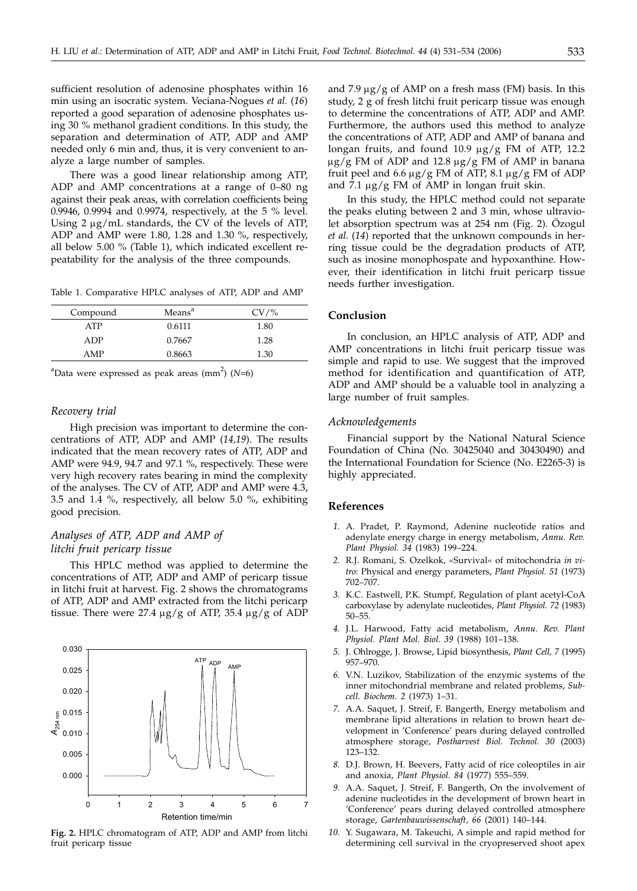sufficient resolution of adenosine phosphates within 16 min using an isocratic system. Veciana-Nogues *et al.* (*16*) reported a good separation of adenosine phosphates using 30 % methanol gradient conditions. In this study, the separation and determination of ATP, ADP and AMP needed only 6 min and, thus, it is very convenient to analyze a large number of samples.

There was a good linear relationship among ATP, ADP and AMP concentrations at a range of 0–80 ng against their peak areas, with correlation coefficients being 0.9946, 0.9994 and 0.9974, respectively, at the 5 % level. Using 2 μg/mL standards, the CV of the levels of ATP, ADP and AMP were 1.80, 1.28 and 1.30 %, respectively, all below 5.00 % (Table 1), which indicated excellent repeatability for the analysis of the three compounds.

Table 1. Comparative HPLC analyses of ATP, ADP and AMP

| Compound | Means[a] | CV/% |
|---|---|---|
| ATP | 0.6111 | 1.80 |
| ADP | 0.7667 | 1.28 |
| AMP | 0.8663 | 1.30 |

[a]Data were expressed as peak areas ($mm^2$) (*N*=6)

### *Recovery trial*

High precision was important to determine the concentrations of ATP, ADP and AMP (*14,19*). The results indicated that the mean recovery rates of ATP, ADP and AMP were 94.9, 94.7 and 97.1 %, respectively. These were very high recovery rates bearing in mind the complexity of the analyses. The CV of ATP, ADP and AMP were 4.3, 3.5 and 1.4 %, respectively, all below 5.0 %, exhibiting good precision.

### *Analyses of ATP, ADP and AMP of litchi fruit pericarp tissue*

This HPLC method was applied to determine the concentrations of ATP, ADP and AMP of pericarp tissue in litchi fruit at harvest. Fig. 2 shows the chromatograms of ATP, ADP and AMP extracted from the litchi pericarp tissue. There were 27.4 μg/g of ATP, 35.4 μg/g of ADP and 7.9 μg/g of AMP on a fresh mass (FM) basis. In this study, 2 g of fresh litchi fruit pericarp tissue was enough to determine the concentrations of ATP, ADP and AMP. Furthermore, the authors used this method to analyze the concentrations of ATP, ADP and AMP of banana and longan fruits, and found 10.9 μg/g FM of ATP, 12.2 μg/g FM of ADP and 12.8 μg/g FM of AMP in banana fruit peel and 6.6 μg/g FM of ATP, 8.1 μg/g FM of ADP and 7.1 μg/g FM of AMP in longan fruit skin.

**Fig. 2.** HPLC chromatogram of ATP, ADP and AMP from litchi fruit pericarp tissue

In this study, the HPLC method could not separate the peaks eluting between 2 and 3 min, whose ultraviolet absorption spectrum was at 254 nm (Fig. 2). Özogul *et al.* (*14*) reported that the unknown compounds in herring tissue could be the degradation products of ATP, such as inosine monophospate and hypoxanthine. However, their identification in litchi fruit pericarp tissue needs further investigation.

## Conclusion

In conclusion, an HPLC analysis of ATP, ADP and AMP concentrations in litchi fruit pericarp tissue was simple and rapid to use. We suggest that the improved method for identification and quantification of ATP, ADP and AMP should be a valuable tool in analyzing a large number of fruit samples.

### *Acknowledgements*

Financial support by the National Natural Science Foundation of China (No. 30425040 and 30430490) and the International Foundation for Science (No. E2265-3) is highly appreciated.

## References

1. A. Pradet, P. Raymond, Adenine nucleotide ratios and adenylate energy charge in energy metabolism, *Annu. Rev. Plant Physiol. 34* (1983) 199–224.
2. R.J. Romani, S. Ozelkok, «Survival« of mitochondria *in vitro*: Physical and energy parameters, *Plant Physiol. 51* (1973) 702–707.
3. K.C. Eastwell, P.K. Stumpf, Regulation of plant acetyl-CoA carboxylase by adenylate nucleotides, *Plant Physiol. 72* (1983) 50–55.
4. J.L. Harwood, Fatty acid metabolism, *Annu. Rev. Plant Physiol. Plant Mol. Biol. 39* (1988) 101–138.
5. J. Ohlrogge, J. Browse, Lipid biosynthesis, *Plant Cell, 7* (1995) 957–970.
6. V.N. Luzikov, Stabilization of the enzymic systems of the inner mitochondrial membrane and related problems, *Subcell. Biochem. 2* (1973) 1–31.
7. A.A. Saquet, J. Streif, F. Bangerth, Energy metabolism and membrane lipid alterations in relation to brown heart development in 'Conference' pears during delayed controlled atmosphere storage, *Postharvest Biol. Technol. 30* (2003) 123–132.
8. D.J. Brown, H. Beevers, Fatty acid of rice coleoptiles in air and anoxia, *Plant Physiol. 84* (1977) 555–559.
9. A.A. Saquet, J. Streif, F. Bangerth, On the involvement of adenine nucleotides in the development of brown heart in 'Conference' pears during delayed controlled atmosphere storage, *Gartenbauwissenschaft, 66* (2001) 140–144.
10. Y. Sugawara, M. Takeuchi, A simple and rapid method for determining cell survival in the cryopreserved shoot apex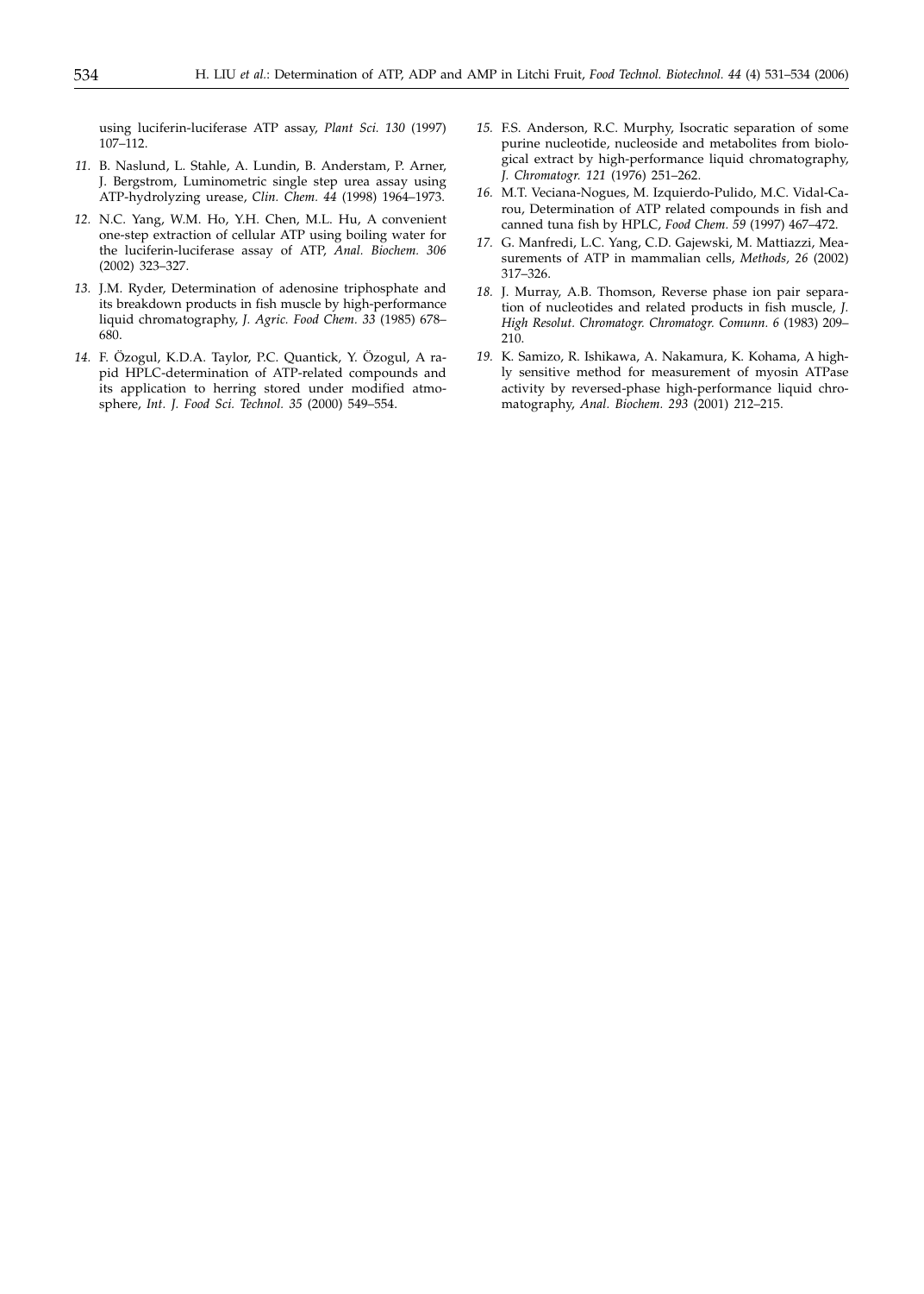using luciferin-luciferase ATP assay, *Plant Sci. 130* (1997) 107–112.

*11.* B. Naslund, L. Stahle, A. Lundin, B. Anderstam, P. Arner, J. Bergstrom, Luminometric single step urea assay using ATP-hydrolyzing urease, *Clin. Chem. 44* (1998) 1964–1973.

*12.* N.C. Yang, W.M. Ho, Y.H. Chen, M.L. Hu, A convenient one-step extraction of cellular ATP using boiling water for the luciferin-luciferase assay of ATP, *Anal. Biochem. 306* (2002) 323–327.

*13.* J.M. Ryder, Determination of adenosine triphosphate and its breakdown products in fish muscle by high-performance liquid chromatography, *J. Agric. Food Chem. 33* (1985) 678–680.

*14.* F. Özogul, K.D.A. Taylor, P.C. Quantick, Y. Özogul, A rapid HPLC-determination of ATP-related compounds and its application to herring stored under modified atmosphere, *Int. J. Food Sci. Technol. 35* (2000) 549–554.

*15.* F.S. Anderson, R.C. Murphy, Isocratic separation of some purine nucleotide, nucleoside and metabolites from biological extract by high-performance liquid chromatography, *J. Chromatogr. 121* (1976) 251–262.

*16.* M.T. Veciana-Nogues, M. Izquierdo-Pulido, M.C. Vidal-Carou, Determination of ATP related compounds in fish and canned tuna fish by HPLC, *Food Chem. 59* (1997) 467–472.

*17.* G. Manfredi, L.C. Yang, C.D. Gajewski, M. Mattiazzi, Measurements of ATP in mammalian cells, *Methods, 26* (2002) 317–326.

*18.* J. Murray, A.B. Thomson, Reverse phase ion pair separation of nucleotides and related products in fish muscle, *J. High Resolut. Chromatogr. Chromatogr. Comunn. 6* (1983) 209–210.

*19.* K. Samizo, R. Ishikawa, A. Nakamura, K. Kohama, A highly sensitive method for measurement of myosin ATPase activity by reversed-phase high-performance liquid chromatography, *Anal. Biochem. 293* (2001) 212–215.